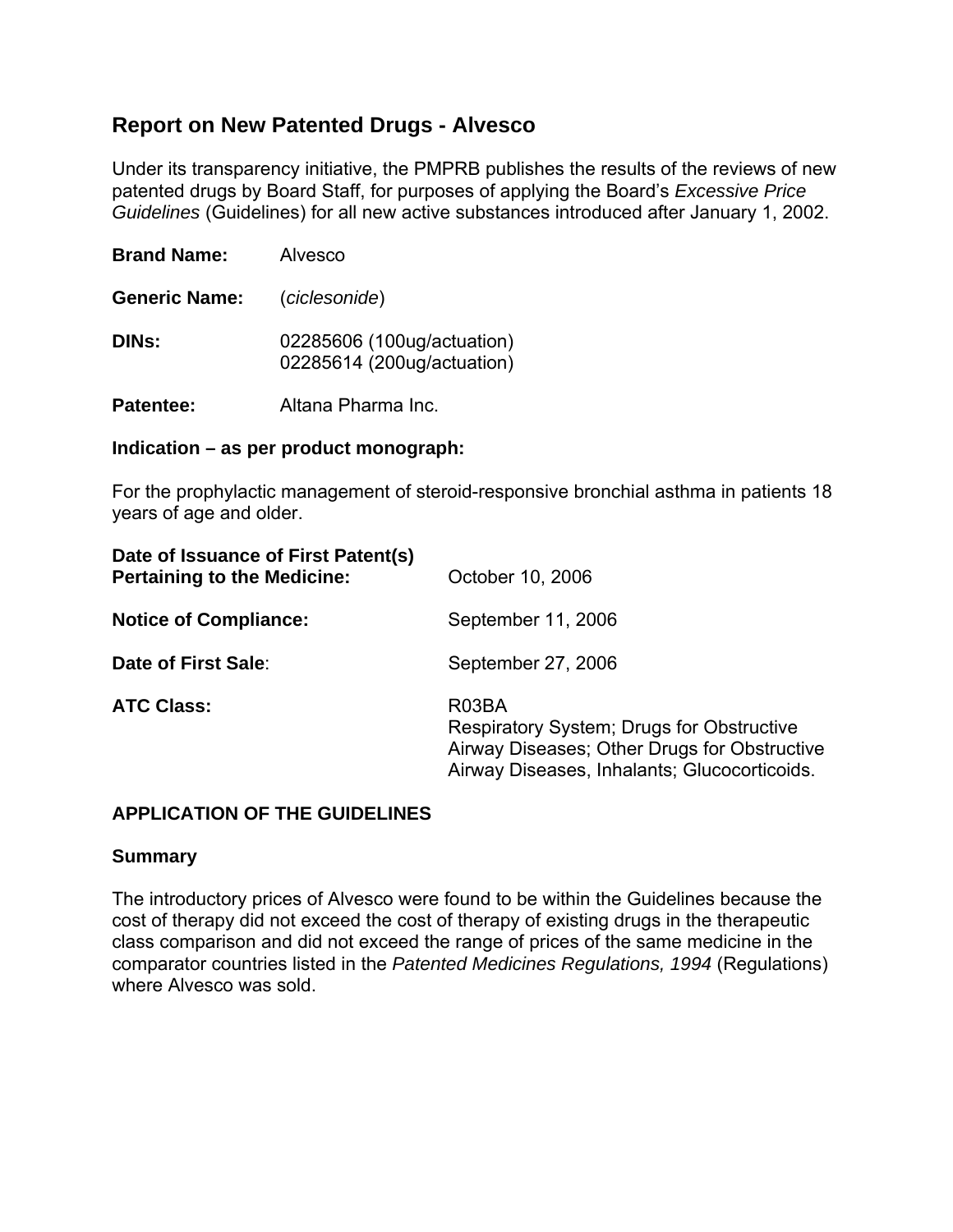# Report on New Patented Drugs - Alvesco

Under its transparency initiative, the PMPRB publishes the results of the reviews of new patented drugs by Board Staff, for purposes of applying the Board's *Excessive Price Guidelines* (Guidelines) for all new active substances introduced after January 1, 2002.

**Brand Name:** Alvesco

**Generic Name:** (*ciclesonide*)

**DINs:** 02285606 (100ug/actuation)
02285614 (200ug/actuation)

**Patentee:** Altana Pharma Inc.

**Indication – as per product monograph:**

For the prophylactic management of steroid-responsive bronchial asthma in patients 18 years of age and older.

**Date of Issuance of First Patent(s) Pertaining to the Medicine:** October 10, 2006

**Notice of Compliance:** September 11, 2006

**Date of First Sale**: September 27, 2006

**ATC Class:** R03BA
Respiratory System; Drugs for Obstructive Airway Diseases; Other Drugs for Obstructive Airway Diseases, Inhalants; Glucocorticoids.

## APPLICATION OF THE GUIDELINES

### Summary

The introductory prices of Alvesco were found to be within the Guidelines because the cost of therapy did not exceed the cost of therapy of existing drugs in the therapeutic class comparison and did not exceed the range of prices of the same medicine in the comparator countries listed in the *Patented Medicines Regulations, 1994* (Regulations) where Alvesco was sold.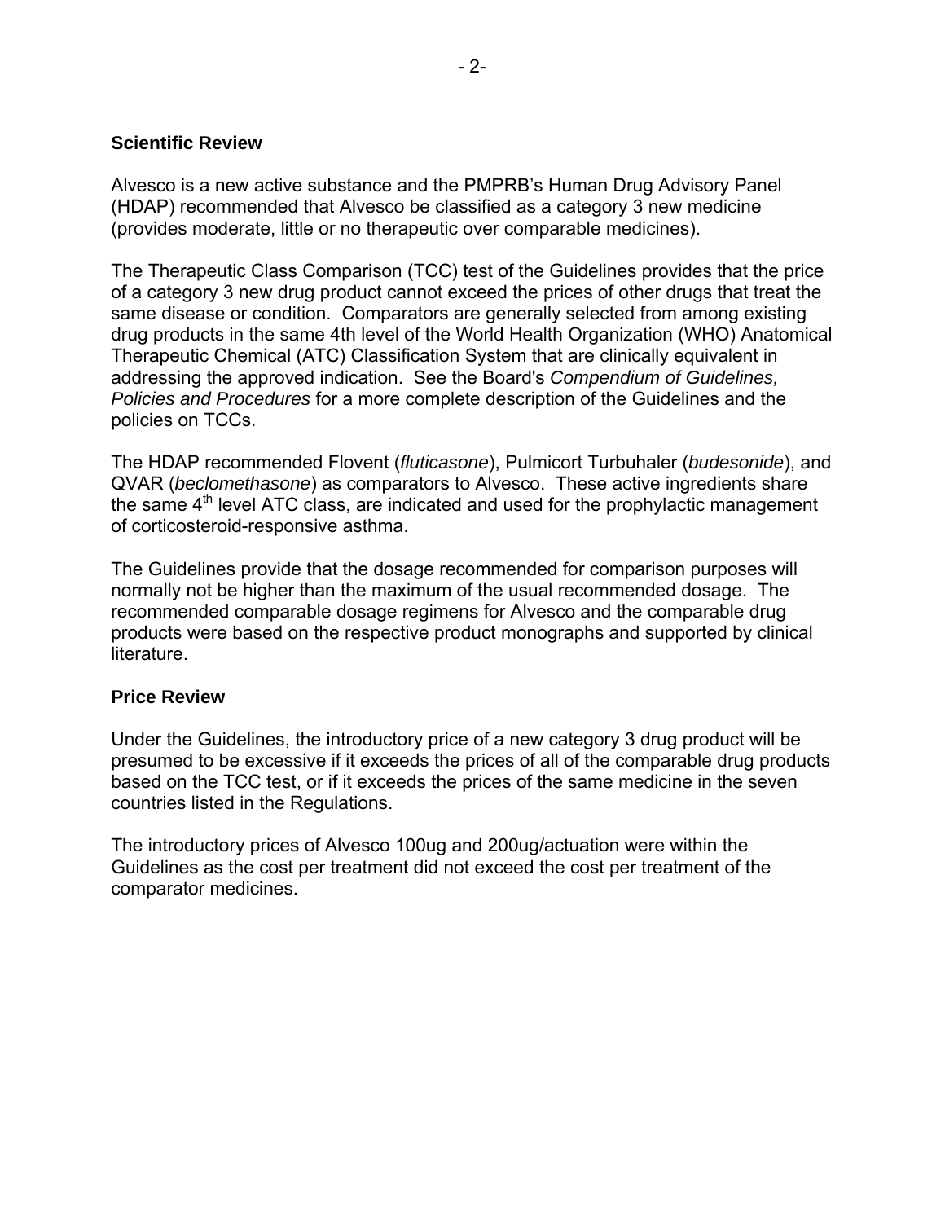## Scientific Review

Alvesco is a new active substance and the PMPRB's Human Drug Advisory Panel (HDAP) recommended that Alvesco be classified as a category 3 new medicine (provides moderate, little or no therapeutic over comparable medicines).

The Therapeutic Class Comparison (TCC) test of the Guidelines provides that the price of a category 3 new drug product cannot exceed the prices of other drugs that treat the same disease or condition. Comparators are generally selected from among existing drug products in the same 4th level of the World Health Organization (WHO) Anatomical Therapeutic Chemical (ATC) Classification System that are clinically equivalent in addressing the approved indication. See the Board's *Compendium of Guidelines, Policies and Procedures* for a more complete description of the Guidelines and the policies on TCCs.

The HDAP recommended Flovent (*fluticasone*), Pulmicort Turbuhaler (*budesonide*), and QVAR (*beclomethasone*) as comparators to Alvesco. These active ingredients share the same 4th level ATC class, are indicated and used for the prophylactic management of corticosteroid-responsive asthma.

The Guidelines provide that the dosage recommended for comparison purposes will normally not be higher than the maximum of the usual recommended dosage. The recommended comparable dosage regimens for Alvesco and the comparable drug products were based on the respective product monographs and supported by clinical literature.

## Price Review

Under the Guidelines, the introductory price of a new category 3 drug product will be presumed to be excessive if it exceeds the prices of all of the comparable drug products based on the TCC test, or if it exceeds the prices of the same medicine in the seven countries listed in the Regulations.

The introductory prices of Alvesco 100ug and 200ug/actuation were within the Guidelines as the cost per treatment did not exceed the cost per treatment of the comparator medicines.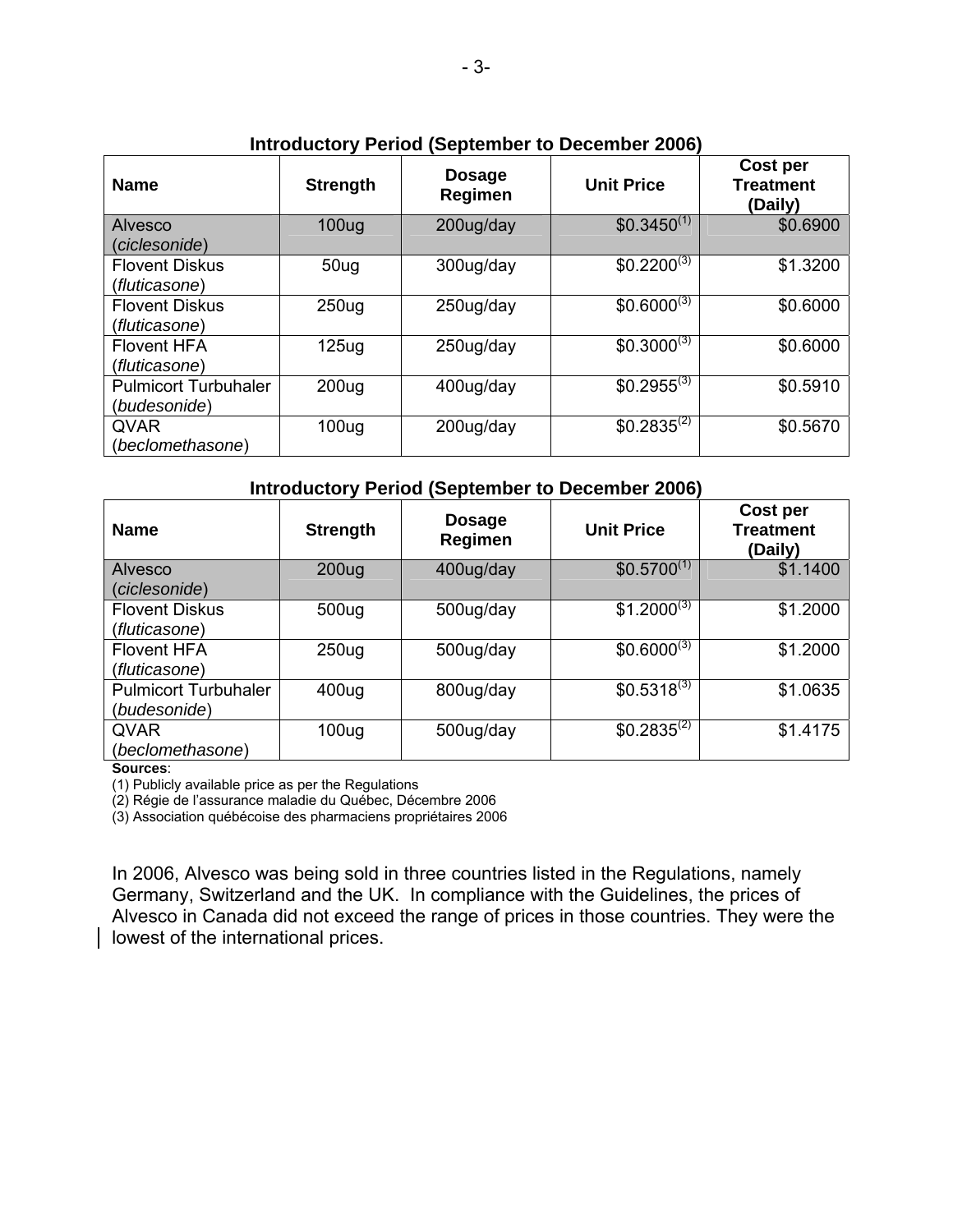**Introductory Period (September to December 2006)**

| Name | Strength | Dosage Regimen | Unit Price | Cost per Treatment (Daily) |
|---|---|---|---|---|
| Alvesco (*ciclesonide*) | 100ug | 200ug/day | $0.3450[1] | $0.6900 |
| Flovent Diskus (*fluticasone*) | 50ug | 300ug/day | $0.2200[3] | $1.3200 |
| Flovent Diskus (*fluticasone*) | 250ug | 250ug/day | $0.6000[3] | $0.6000 |
| Flovent HFA (*fluticasone*) | 125ug | 250ug/day | $0.3000[3] | $0.6000 |
| Pulmicort Turbuhaler (*budesonide*) | 200ug | 400ug/day | $0.2955[3] | $0.5910 |
| QVAR (*beclomethasone*) | 100ug | 200ug/day | $0.2835[2] | $0.5670 |

**Introductory Period (September to December 2006)**

| Name | Strength | Dosage Regimen | Unit Price | Cost per Treatment (Daily) |
|---|---|---|---|---|
| Alvesco (*ciclesonide*) | 200ug | 400ug/day | $0.5700[1] | $1.1400 |
| Flovent Diskus (*fluticasone*) | 500ug | 500ug/day | $1.2000[3] | $1.2000 |
| Flovent HFA (*fluticasone*) | 250ug | 500ug/day | $0.6000[3] | $1.2000 |
| Pulmicort Turbuhaler (*budesonide*) | 400ug | 800ug/day | $0.5318[3] | $1.0635 |
| QVAR (*beclomethasone*) | 100ug | 500ug/day | $0.2835[2] | $1.4175 |

**Sources**:
(1) Publicly available price as per the Regulations
(2) Régie de l'assurance maladie du Québec, Décembre 2006
(3) Association québécoise des pharmaciens propriétaires 2006

In 2006, Alvesco was being sold in three countries listed in the Regulations, namely Germany, Switzerland and the UK. In compliance with the Guidelines, the prices of Alvesco in Canada did not exceed the range of prices in those countries. They were the lowest of the international prices.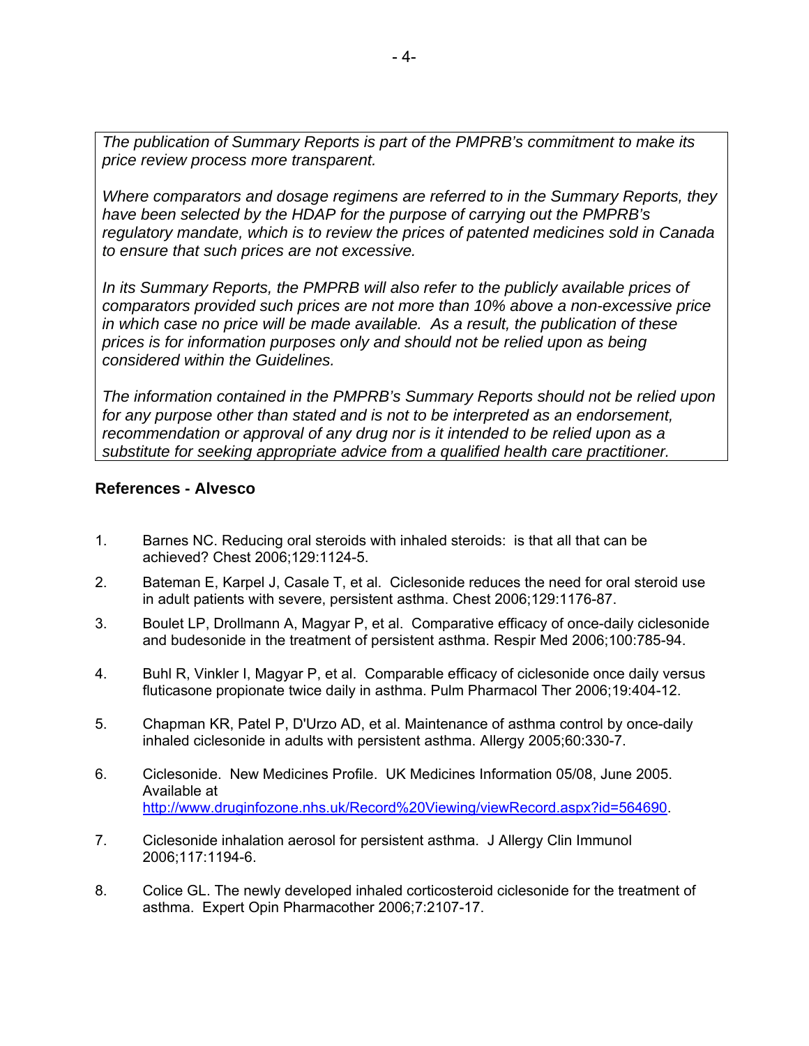*The publication of Summary Reports is part of the PMPRB's commitment to make its price review process more transparent.*

*Where comparators and dosage regimens are referred to in the Summary Reports, they have been selected by the HDAP for the purpose of carrying out the PMPRB's regulatory mandate, which is to review the prices of patented medicines sold in Canada to ensure that such prices are not excessive.*

*In its Summary Reports, the PMPRB will also refer to the publicly available prices of comparators provided such prices are not more than 10% above a non-excessive price in which case no price will be made available. As a result, the publication of these prices is for information purposes only and should not be relied upon as being considered within the Guidelines.*

*The information contained in the PMPRB's Summary Reports should not be relied upon for any purpose other than stated and is not to be interpreted as an endorsement, recommendation or approval of any drug nor is it intended to be relied upon as a substitute for seeking appropriate advice from a qualified health care practitioner.*

## References - Alvesco

1. Barnes NC. Reducing oral steroids with inhaled steroids: is that all that can be achieved? Chest 2006;129:1124-5.
2. Bateman E, Karpel J, Casale T, et al. Ciclesonide reduces the need for oral steroid use in adult patients with severe, persistent asthma. Chest 2006;129:1176-87.
3. Boulet LP, Drollmann A, Magyar P, et al. Comparative efficacy of once-daily ciclesonide and budesonide in the treatment of persistent asthma. Respir Med 2006;100:785-94.
4. Buhl R, Vinkler I, Magyar P, et al. Comparable efficacy of ciclesonide once daily versus fluticasone propionate twice daily in asthma. Pulm Pharmacol Ther 2006;19:404-12.
5. Chapman KR, Patel P, D'Urzo AD, et al. Maintenance of asthma control by once-daily inhaled ciclesonide in adults with persistent asthma. Allergy 2005;60:330-7.
6. Ciclesonide. New Medicines Profile. UK Medicines Information 05/08, June 2005. Available at http://www.druginfozone.nhs.uk/Record%20Viewing/viewRecord.aspx?id=564690.
7. Ciclesonide inhalation aerosol for persistent asthma. J Allergy Clin Immunol 2006;117:1194-6.
8. Colice GL. The newly developed inhaled corticosteroid ciclesonide for the treatment of asthma. Expert Opin Pharmacother 2006;7:2107-17.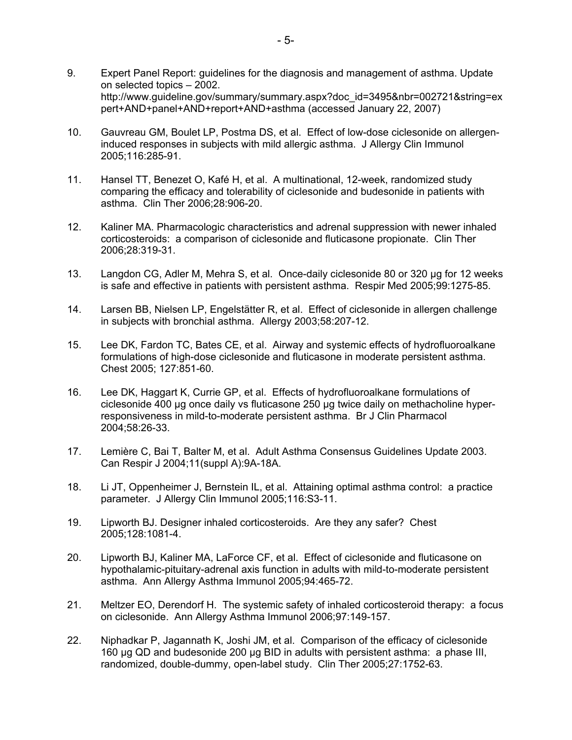9. Expert Panel Report: guidelines for the diagnosis and management of asthma. Update on selected topics – 2002. http://www.guideline.gov/summary/summary.aspx?doc_id=3495&nbr=002721&string=expert+AND+panel+AND+report+AND+asthma (accessed January 22, 2007)

10. Gauvreau GM, Boulet LP, Postma DS, et al. Effect of low-dose ciclesonide on allergen-induced responses in subjects with mild allergic asthma. J Allergy Clin Immunol 2005;116:285-91.

11. Hansel TT, Benezet O, Kafé H, et al. A multinational, 12-week, randomized study comparing the efficacy and tolerability of ciclesonide and budesonide in patients with asthma. Clin Ther 2006;28:906-20.

12. Kaliner MA. Pharmacologic characteristics and adrenal suppression with newer inhaled corticosteroids: a comparison of ciclesonide and fluticasone propionate. Clin Ther 2006;28:319-31.

13. Langdon CG, Adler M, Mehra S, et al. Once-daily ciclesonide 80 or 320 µg for 12 weeks is safe and effective in patients with persistent asthma. Respir Med 2005;99:1275-85.

14. Larsen BB, Nielsen LP, Engelstätter R, et al. Effect of ciclesonide in allergen challenge in subjects with bronchial asthma. Allergy 2003;58:207-12.

15. Lee DK, Fardon TC, Bates CE, et al. Airway and systemic effects of hydrofluoroalkane formulations of high-dose ciclesonide and fluticasone in moderate persistent asthma. Chest 2005; 127:851-60.

16. Lee DK, Haggart K, Currie GP, et al. Effects of hydrofluoroalkane formulations of ciclesonide 400 µg once daily vs fluticasone 250 µg twice daily on methacholine hyper-responsiveness in mild-to-moderate persistent asthma. Br J Clin Pharmacol 2004;58:26-33.

17. Lemière C, Bai T, Balter M, et al. Adult Asthma Consensus Guidelines Update 2003. Can Respir J 2004;11(suppl A):9A-18A.

18. Li JT, Oppenheimer J, Bernstein IL, et al. Attaining optimal asthma control: a practice parameter. J Allergy Clin Immunol 2005;116:S3-11.

19. Lipworth BJ. Designer inhaled corticosteroids. Are they any safer? Chest 2005;128:1081-4.

20. Lipworth BJ, Kaliner MA, LaForce CF, et al. Effect of ciclesonide and fluticasone on hypothalamic-pituitary-adrenal axis function in adults with mild-to-moderate persistent asthma. Ann Allergy Asthma Immunol 2005;94:465-72.

21. Meltzer EO, Derendorf H. The systemic safety of inhaled corticosteroid therapy: a focus on ciclesonide. Ann Allergy Asthma Immunol 2006;97:149-157.

22. Niphadkar P, Jagannath K, Joshi JM, et al. Comparison of the efficacy of ciclesonide 160 µg QD and budesonide 200 µg BID in adults with persistent asthma: a phase III, randomized, double-dummy, open-label study. Clin Ther 2005;27:1752-63.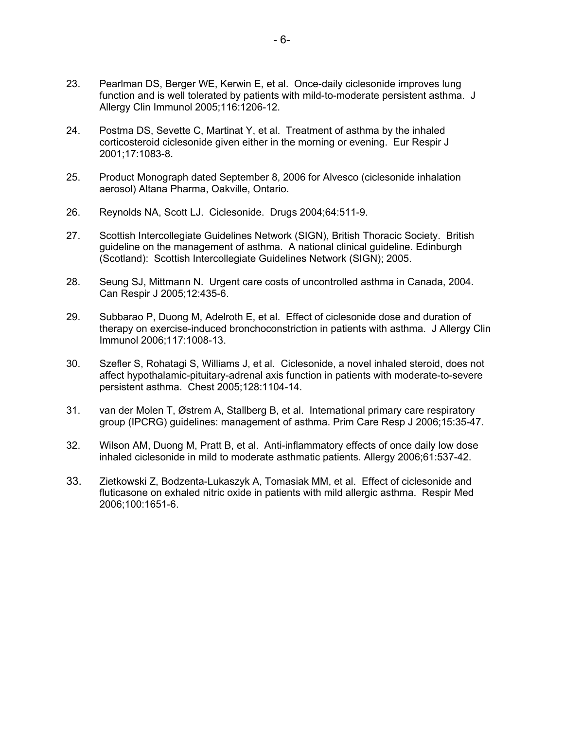23. Pearlman DS, Berger WE, Kerwin E, et al. Once-daily ciclesonide improves lung function and is well tolerated by patients with mild-to-moderate persistent asthma. J Allergy Clin Immunol 2005;116:1206-12.

24. Postma DS, Sevette C, Martinat Y, et al. Treatment of asthma by the inhaled corticosteroid ciclesonide given either in the morning or evening. Eur Respir J 2001;17:1083-8.

25. Product Monograph dated September 8, 2006 for Alvesco (ciclesonide inhalation aerosol) Altana Pharma, Oakville, Ontario.

26. Reynolds NA, Scott LJ. Ciclesonide. Drugs 2004;64:511-9.

27. Scottish Intercollegiate Guidelines Network (SIGN), British Thoracic Society. British guideline on the management of asthma. A national clinical guideline. Edinburgh (Scotland): Scottish Intercollegiate Guidelines Network (SIGN); 2005.

28. Seung SJ, Mittmann N. Urgent care costs of uncontrolled asthma in Canada, 2004. Can Respir J 2005;12:435-6.

29. Subbarao P, Duong M, Adelroth E, et al. Effect of ciclesonide dose and duration of therapy on exercise-induced bronchoconstriction in patients with asthma. J Allergy Clin Immunol 2006;117:1008-13.

30. Szefler S, Rohatagi S, Williams J, et al. Ciclesonide, a novel inhaled steroid, does not affect hypothalamic-pituitary-adrenal axis function in patients with moderate-to-severe persistent asthma. Chest 2005;128:1104-14.

31. van der Molen T, Østrem A, Stallberg B, et al. International primary care respiratory group (IPCRG) guidelines: management of asthma. Prim Care Resp J 2006;15:35-47.

32. Wilson AM, Duong M, Pratt B, et al. Anti-inflammatory effects of once daily low dose inhaled ciclesonide in mild to moderate asthmatic patients. Allergy 2006;61:537-42.

33. Zietkowski Z, Bodzenta-Lukaszyk A, Tomasiak MM, et al. Effect of ciclesonide and fluticasone on exhaled nitric oxide in patients with mild allergic asthma. Respir Med 2006;100:1651-6.